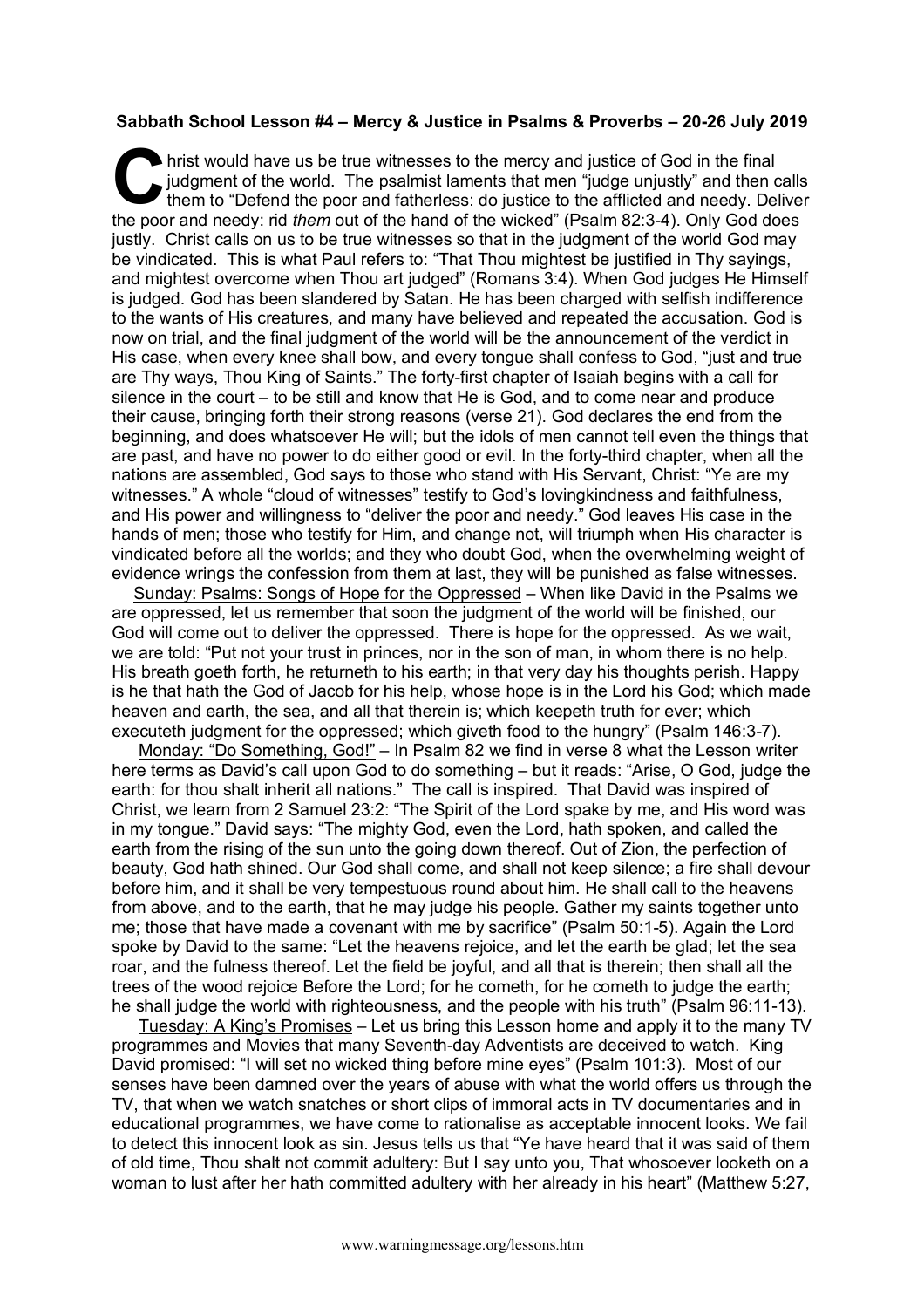**Sabbath School Lesson #4 – Mercy & Justice in Psalms & Proverbs – 20-26 July 2019**

Christ would have us be true witnesses to the mercy and justice of God in the final judgment of the world. The psalmist laments that men "judge unjustly" and then calls them to "Defend the poor and fatherless: do justice to the afflicted and needy. Deliver the poor and needy: rid *them* out of the hand of the wicked" (Psalm 82:3-4). Only God does justly. Christ calls on us to be true witnesses so that in the judgment of the world God may be vindicated. This is what Paul refers to: "That Thou mightest be justified in Thy sayings, and mightest overcome when Thou art judged" (Romans 3:4). When God judges He Himself is judged. God has been slandered by Satan. He has been charged with selfish indifference to the wants of His creatures, and many have believed and repeated the accusation. God is now on trial, and the final judgment of the world will be the announcement of the verdict in His case, when every knee shall bow, and every tongue shall confess to God, "just and true are Thy ways, Thou King of Saints." The forty-first chapter of Isaiah begins with a call for silence in the court – to be still and know that He is God, and to come near and produce their cause, bringing forth their strong reasons (verse 21). God declares the end from the beginning, and does whatsoever He will; but the idols of men cannot tell even the things that are past, and have no power to do either good or evil. In the forty-third chapter, when all the nations are assembled, God says to those who stand with His Servant, Christ: "Ye are my witnesses." A whole "cloud of witnesses" testify to God's lovingkindness and faithfulness, and His power and willingness to "deliver the poor and needy." God leaves His case in the hands of men; those who testify for Him, and change not, will triumph when His character is vindicated before all the worlds; and they who doubt God, when the overwhelming weight of evidence wrings the confession from them at last, they will be punished as false witnesses.

Sunday: Psalms: Songs of Hope for the Oppressed – When like David in the Psalms we are oppressed, let us remember that soon the judgment of the world will be finished, our God will come out to deliver the oppressed. There is hope for the oppressed. As we wait, we are told: "Put not your trust in princes, nor in the son of man, in whom there is no help. His breath goeth forth, he returneth to his earth; in that very day his thoughts perish. Happy is he that hath the God of Jacob for his help, whose hope is in the Lord his God; which made heaven and earth, the sea, and all that therein is; which keepeth truth for ever; which executeth judgment for the oppressed; which giveth food to the hungry" (Psalm 146:3-7).

Monday: "Do Something, God!" – In Psalm 82 we find in verse 8 what the Lesson writer here terms as David's call upon God to do something – but it reads: "Arise, O God, judge the earth: for thou shalt inherit all nations." The call is inspired. That David was inspired of Christ, we learn from 2 Samuel 23:2: "The Spirit of the Lord spake by me, and His word was in my tongue." David says: "The mighty God, even the Lord, hath spoken, and called the earth from the rising of the sun unto the going down thereof. Out of Zion, the perfection of beauty, God hath shined. Our God shall come, and shall not keep silence; a fire shall devour before him, and it shall be very tempestuous round about him. He shall call to the heavens from above, and to the earth, that he may judge his people. Gather my saints together unto me; those that have made a covenant with me by sacrifice" (Psalm 50:1-5). Again the Lord spoke by David to the same: "Let the heavens rejoice, and let the earth be glad; let the sea roar, and the fulness thereof. Let the field be joyful, and all that is therein; then shall all the trees of the wood rejoice Before the Lord; for he cometh, for he cometh to judge the earth; he shall judge the world with righteousness, and the people with his truth" (Psalm 96:11-13).

Tuesday: A King's Promises – Let us bring this Lesson home and apply it to the many TV programmes and Movies that many Seventh-day Adventists are deceived to watch. King David promised: "I will set no wicked thing before mine eyes" (Psalm 101:3). Most of our senses have been damned over the years of abuse with what the world offers us through the TV, that when we watch snatches or short clips of immoral acts in TV documentaries and in educational programmes, we have come to rationalise as acceptable innocent looks. We fail to detect this innocent look as sin. Jesus tells us that "Ye have heard that it was said of them of old time, Thou shalt not commit adultery: But I say unto you, That whosoever looketh on a woman to lust after her hath committed adultery with her already in his heart" (Matthew 5:27,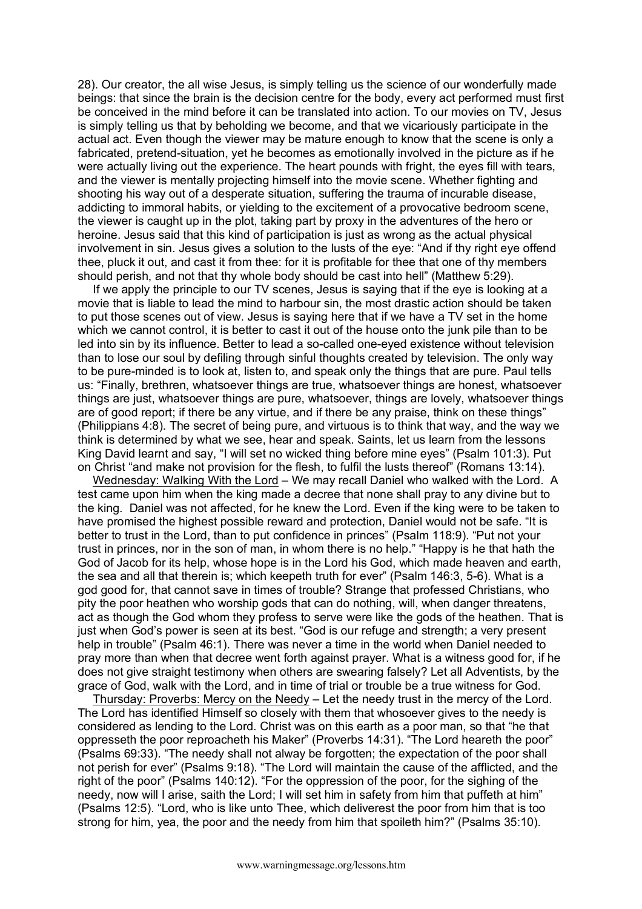28). Our creator, the all wise Jesus, is simply telling us the science of our wonderfully made beings: that since the brain is the decision centre for the body, every act performed must first be conceived in the mind before it can be translated into action. To our movies on TV, Jesus is simply telling us that by beholding we become, and that we vicariously participate in the actual act. Even though the viewer may be mature enough to know that the scene is only a fabricated, pretend-situation, yet he becomes as emotionally involved in the picture as if he were actually living out the experience. The heart pounds with fright, the eyes fill with tears, and the viewer is mentally projecting himself into the movie scene. Whether fighting and shooting his way out of a desperate situation, suffering the trauma of incurable disease, addicting to immoral habits, or yielding to the excitement of a provocative bedroom scene, the viewer is caught up in the plot, taking part by proxy in the adventures of the hero or heroine. Jesus said that this kind of participation is just as wrong as the actual physical involvement in sin. Jesus gives a solution to the lusts of the eye: "And if thy right eye offend thee, pluck it out, and cast it from thee: for it is profitable for thee that one of thy members should perish, and not that thy whole body should be cast into hell" (Matthew 5:29).

If we apply the principle to our TV scenes, Jesus is saying that if the eye is looking at a movie that is liable to lead the mind to harbour sin, the most drastic action should be taken to put those scenes out of view. Jesus is saying here that if we have a TV set in the home which we cannot control, it is better to cast it out of the house onto the junk pile than to be led into sin by its influence. Better to lead a so-called one-eyed existence without television than to lose our soul by defiling through sinful thoughts created by television. The only way to be pure-minded is to look at, listen to, and speak only the things that are pure. Paul tells us: "Finally, brethren, whatsoever things are true, whatsoever things are honest, whatsoever things are just, whatsoever things are pure, whatsoever, things are lovely, whatsoever things are of good report; if there be any virtue, and if there be any praise, think on these things" (Philippians 4:8). The secret of being pure, and virtuous is to think that way, and the way we think is determined by what we see, hear and speak. Saints, let us learn from the lessons King David learnt and say, "I will set no wicked thing before mine eyes" (Psalm 101:3). Put on Christ "and make not provision for the flesh, to fulfil the lusts thereof" (Romans 13:14).

Wednesday: Walking With the Lord – We may recall Daniel who walked with the Lord. A test came upon him when the king made a decree that none shall pray to any divine but to the king. Daniel was not affected, for he knew the Lord. Even if the king were to be taken to have promised the highest possible reward and protection, Daniel would not be safe. "It is better to trust in the Lord, than to put confidence in princes" (Psalm 118:9). "Put not your trust in princes, nor in the son of man, in whom there is no help." "Happy is he that hath the God of Jacob for its help, whose hope is in the Lord his God, which made heaven and earth, the sea and all that therein is; which keepeth truth for ever" (Psalm 146:3, 5-6). What is a god good for, that cannot save in times of trouble? Strange that professed Christians, who pity the poor heathen who worship gods that can do nothing, will, when danger threatens, act as though the God whom they profess to serve were like the gods of the heathen. That is just when God's power is seen at its best. "God is our refuge and strength; a very present help in trouble" (Psalm 46:1). There was never a time in the world when Daniel needed to pray more than when that decree went forth against prayer. What is a witness good for, if he does not give straight testimony when others are swearing falsely? Let all Adventists, by the grace of God, walk with the Lord, and in time of trial or trouble be a true witness for God.

Thursday: Proverbs: Mercy on the Needy – Let the needy trust in the mercy of the Lord. The Lord has identified Himself so closely with them that whosoever gives to the needy is considered as lending to the Lord. Christ was on this earth as a poor man, so that "he that oppresseth the poor reproacheth his Maker" (Proverbs 14:31). "The Lord heareth the poor" (Psalms 69:33). "The needy shall not alway be forgotten; the expectation of the poor shall not perish for ever" (Psalms 9:18). "The Lord will maintain the cause of the afflicted, and the right of the poor" (Psalms 140:12). "For the oppression of the poor, for the sighing of the needy, now will I arise, saith the Lord; I will set him in safety from him that puffeth at him" (Psalms 12:5). "Lord, who is like unto Thee, which deliverest the poor from him that is too strong for him, yea, the poor and the needy from him that spoileth him?" (Psalms 35:10).